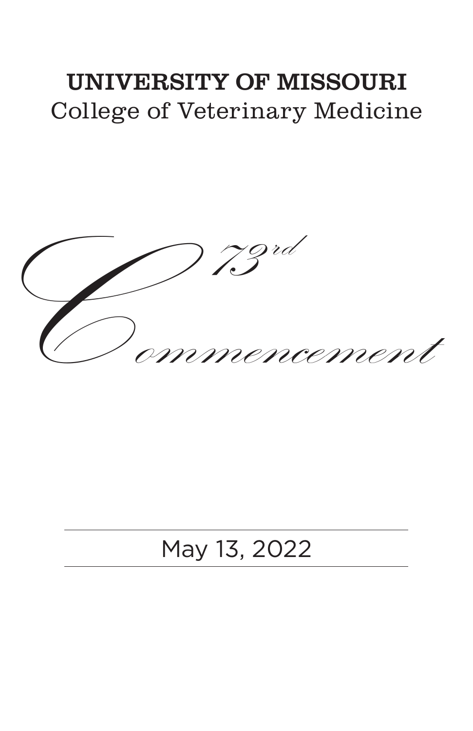# UNIVERSITY OF MISSOURI

## College of Veterinary Medicine

*73rd Commencement*

May 13, 2022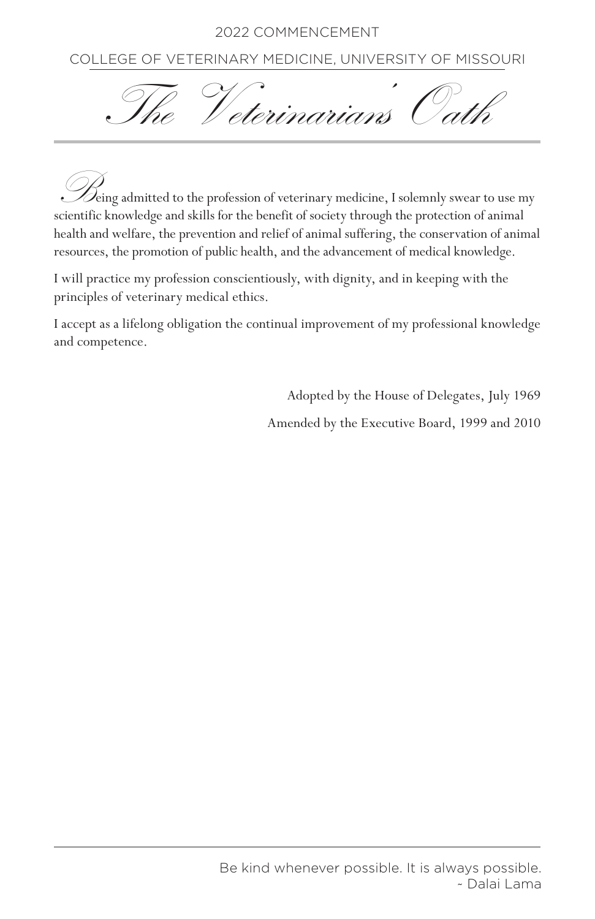# The Veterinarians' Oath

Being admitted to the profession of veterinary medicine, I solemnly swear to use my scientific knowledge and skills for the benefit of society through the protection of animal health and welfare, the prevention and relief of animal suffering, the conservation of animal resources, the promotion of public health, and the advancement of medical knowledge.

I will practice my profession conscientiously, with dignity, and in keeping with the principles of veterinary medical ethics.

I accept as a lifelong obligation the continual improvement of my professional knowledge and competence.

Adopted by the House of Delegates, July 1969

Amended by the Executive Board, 1999 and 2010

Be kind whenever possible. It is always possible.
~ Dalai Lama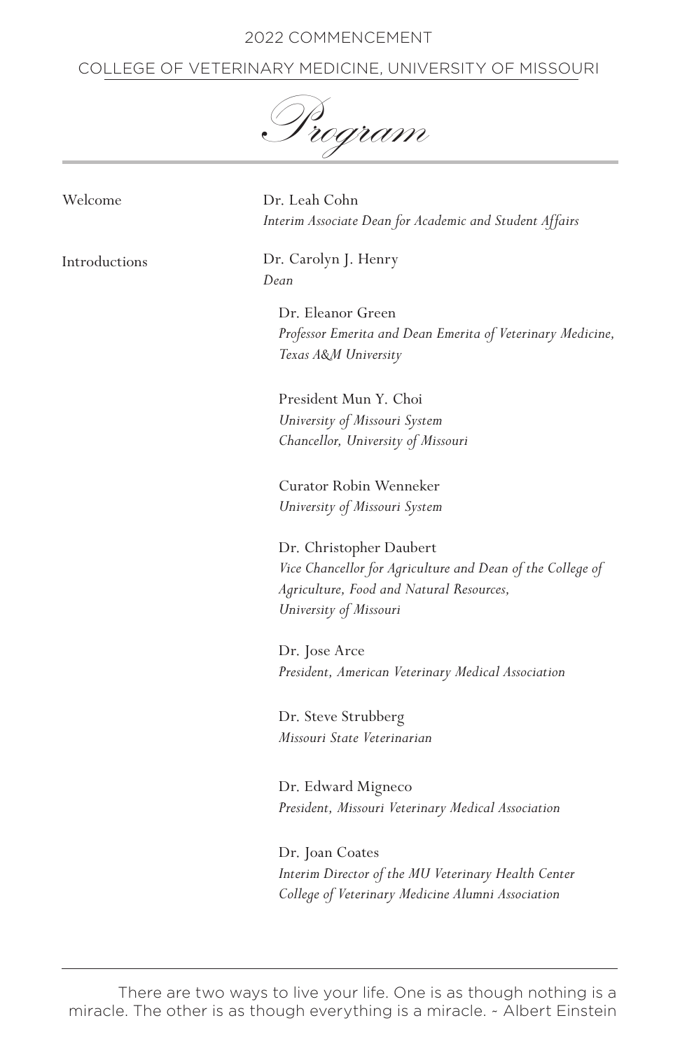2022 COMMENCEMENT

COLLEGE OF VETERINARY MEDICINE, UNIVERSITY OF MISSOURI

# Program

**Welcome**

Dr. Leah Cohn
*Interim Associate Dean for Academic and Student Affairs*

**Introductions**

Dr. Carolyn J. Henry
*Dean*

Dr. Eleanor Green
*Professor Emerita and Dean Emerita of Veterinary Medicine, Texas A&M University*

President Mun Y. Choi
*University of Missouri System*
*Chancellor, University of Missouri*

Curator Robin Wenneker
*University of Missouri System*

Dr. Christopher Daubert
*Vice Chancellor for Agriculture and Dean of the College of Agriculture, Food and Natural Resources, University of Missouri*

Dr. Jose Arce
*President, American Veterinary Medical Association*

Dr. Steve Strubberg
*Missouri State Veterinarian*

Dr. Edward Migneco
*President, Missouri Veterinary Medical Association*

Dr. Joan Coates
*Interim Director of the MU Veterinary Health Center*
*College of Veterinary Medicine Alumni Association*

---

There are two ways to live your life. One is as though nothing is a miracle. The other is as though everything is a miracle. ~ Albert Einstein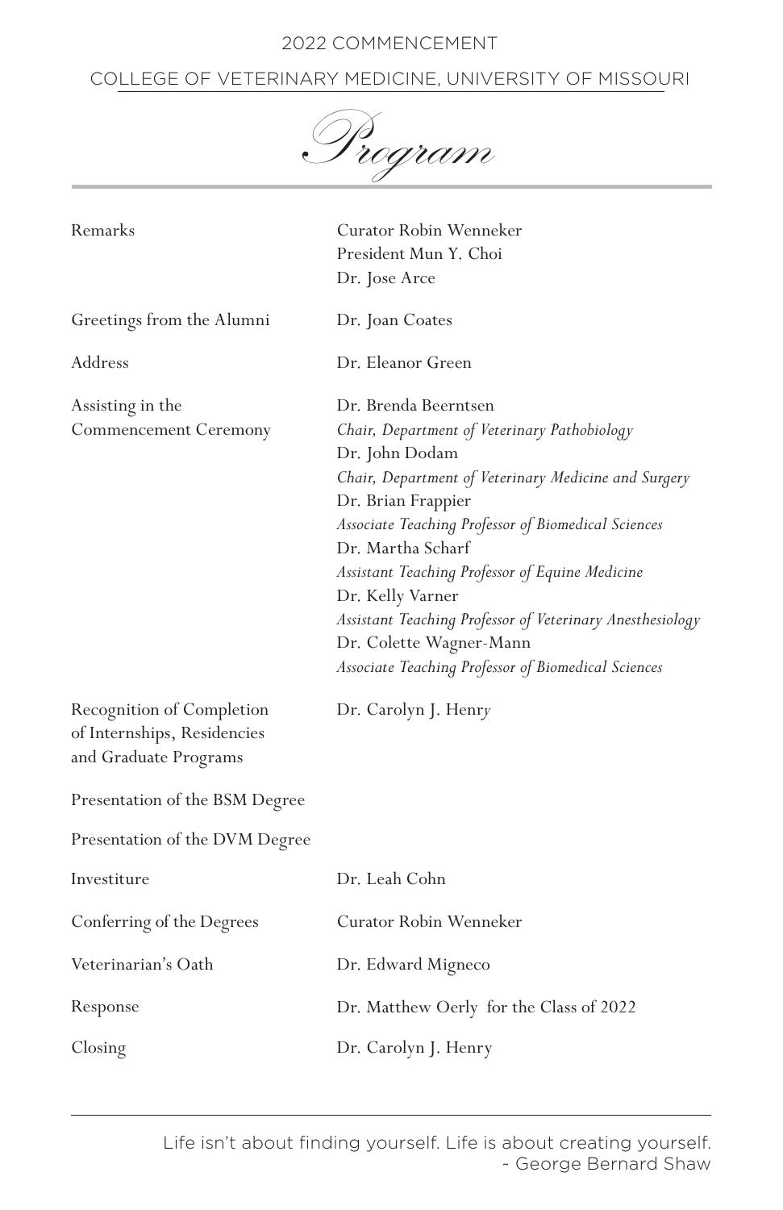2022 COMMENCEMENT

COLLEGE OF VETERINARY MEDICINE, UNIVERSITY OF MISSOURI

# Program

| | |
|---|---|
| Remarks | Curator Robin Wenneker<br>President Mun Y. Choi<br>Dr. Jose Arce |
| Greetings from the Alumni | Dr. Joan Coates |
| Address | Dr. Eleanor Green |
| Assisting in the Commencement Ceremony | Dr. Brenda Beerntsen<br>*Chair, Department of Veterinary Pathobiology*<br>Dr. John Dodam<br>*Chair, Department of Veterinary Medicine and Surgery*<br>Dr. Brian Frappier<br>*Associate Teaching Professor of Biomedical Sciences*<br>Dr. Martha Scharf<br>*Assistant Teaching Professor of Equine Medicine*<br>Dr. Kelly Varner<br>*Assistant Teaching Professor of Veterinary Anesthesiology*<br>Dr. Colette Wagner-Mann<br>*Associate Teaching Professor of Biomedical Sciences* |
| Recognition of Completion of Internships, Residencies and Graduate Programs | Dr. Carolyn J. Henry |
| Presentation of the BSM Degree | |
| Presentation of the DVM Degree | |
| Investiture | Dr. Leah Cohn |
| Conferring of the Degrees | Curator Robin Wenneker |
| Veterinarian's Oath | Dr. Edward Migneco |
| Response | Dr. Matthew Oerly for the Class of 2022 |
| Closing | Dr. Carolyn J. Henry |

Life isn't about finding yourself. Life is about creating yourself.
~ George Bernard Shaw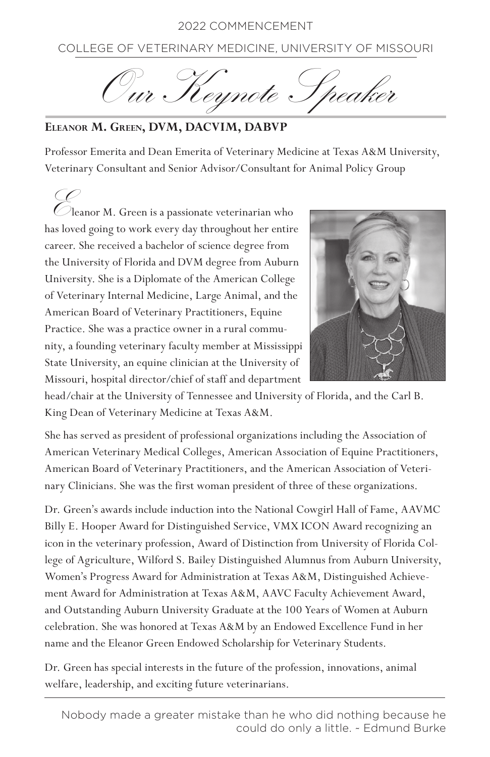2022 COMMENCEMENT

COLLEGE OF VETERINARY MEDICINE, UNIVERSITY OF MISSOURI

# *Our Keynote Speaker*

**ELEANOR M. GREEN, DVM, DACVIM, DABVP**

Professor Emerita and Dean Emerita of Veterinary Medicine at Texas A&M University, Veterinary Consultant and Senior Advisor/Consultant for Animal Policy Group

Eleanor M. Green is a passionate veterinarian who has loved going to work every day throughout her entire career. She received a bachelor of science degree from the University of Florida and DVM degree from Auburn University. She is a Diplomate of the American College of Veterinary Internal Medicine, Large Animal, and the American Board of Veterinary Practitioners, Equine Practice. She was a practice owner in a rural community, a founding veterinary faculty member at Mississippi State University, an equine clinician at the University of Missouri, hospital director/chief of staff and department head/chair at the University of Tennessee and University of Florida, and the Carl B. King Dean of Veterinary Medicine at Texas A&M.

She has served as president of professional organizations including the Association of American Veterinary Medical Colleges, American Association of Equine Practitioners, American Board of Veterinary Practitioners, and the American Association of Veterinary Clinicians. She was the first woman president of three of these organizations.

Dr. Green's awards include induction into the National Cowgirl Hall of Fame, AAVMC Billy E. Hooper Award for Distinguished Service, VMX ICON Award recognizing an icon in the veterinary profession, Award of Distinction from University of Florida College of Agriculture, Wilford S. Bailey Distinguished Alumnus from Auburn University, Women's Progress Award for Administration at Texas A&M, Distinguished Achievement Award for Administration at Texas A&M, AAVC Faculty Achievement Award, and Outstanding Auburn University Graduate at the 100 Years of Women at Auburn celebration. She was honored at Texas A&M by an Endowed Excellence Fund in her name and the Eleanor Green Endowed Scholarship for Veterinary Students.

Dr. Green has special interests in the future of the profession, innovations, animal welfare, leadership, and exciting future veterinarians.

---

Nobody made a greater mistake than he who did nothing because he could do only a little. ~ Edmund Burke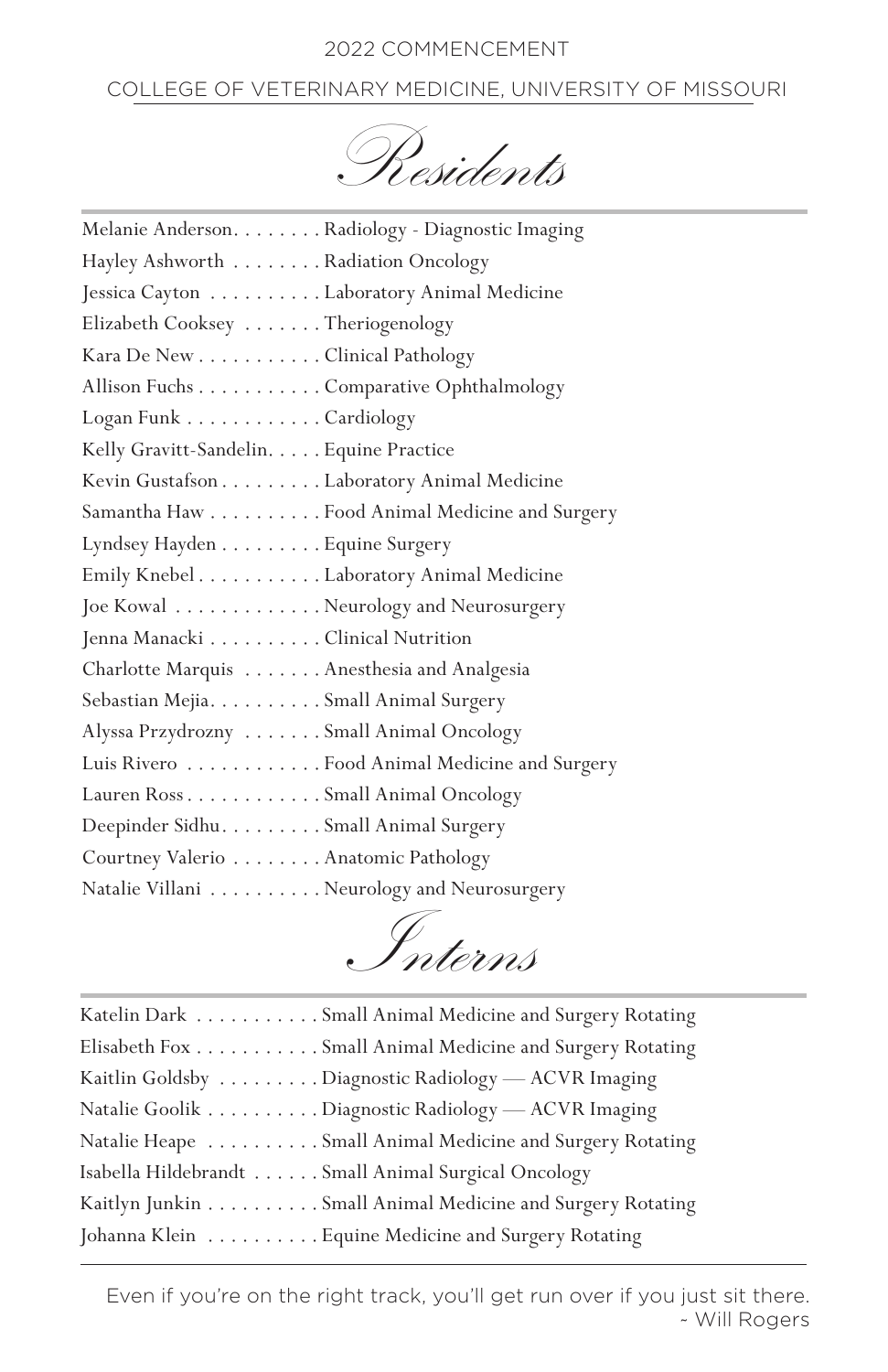2022 COMMENCEMENT

COLLEGE OF VETERINARY MEDICINE, UNIVERSITY OF MISSOURI

# *Residents*

| Name | Specialty |
|---|---|
| Melanie Anderson | Radiology - Diagnostic Imaging |
| Hayley Ashworth | Radiation Oncology |
| Jessica Cayton | Laboratory Animal Medicine |
| Elizabeth Cooksey | Theriogenology |
| Kara De New | Clinical Pathology |
| Allison Fuchs | Comparative Ophthalmology |
| Logan Funk | Cardiology |
| Kelly Gravitt-Sandelin | Equine Practice |
| Kevin Gustafson | Laboratory Animal Medicine |
| Samantha Haw | Food Animal Medicine and Surgery |
| Lyndsey Hayden | Equine Surgery |
| Emily Knebel | Laboratory Animal Medicine |
| Joe Kowal | Neurology and Neurosurgery |
| Jenna Manacki | Clinical Nutrition |
| Charlotte Marquis | Anesthesia and Analgesia |
| Sebastian Mejia | Small Animal Surgery |
| Alyssa Przydrozny | Small Animal Oncology |
| Luis Rivero | Food Animal Medicine and Surgery |
| Lauren Ross | Small Animal Oncology |
| Deepinder Sidhu | Small Animal Surgery |
| Courtney Valerio | Anatomic Pathology |
| Natalie Villani | Neurology and Neurosurgery |

# *Interns*

| Name | Specialty |
|---|---|
| Katelin Dark | Small Animal Medicine and Surgery Rotating |
| Elisabeth Fox | Small Animal Medicine and Surgery Rotating |
| Kaitlin Goldsby | Diagnostic Radiology — ACVR Imaging |
| Natalie Goolik | Diagnostic Radiology — ACVR Imaging |
| Natalie Heape | Small Animal Medicine and Surgery Rotating |
| Isabella Hildebrandt | Small Animal Surgical Oncology |
| Kaitlyn Junkin | Small Animal Medicine and Surgery Rotating |
| Johanna Klein | Equine Medicine and Surgery Rotating |

Even if you're on the right track, you'll get run over if you just sit there.
~ Will Rogers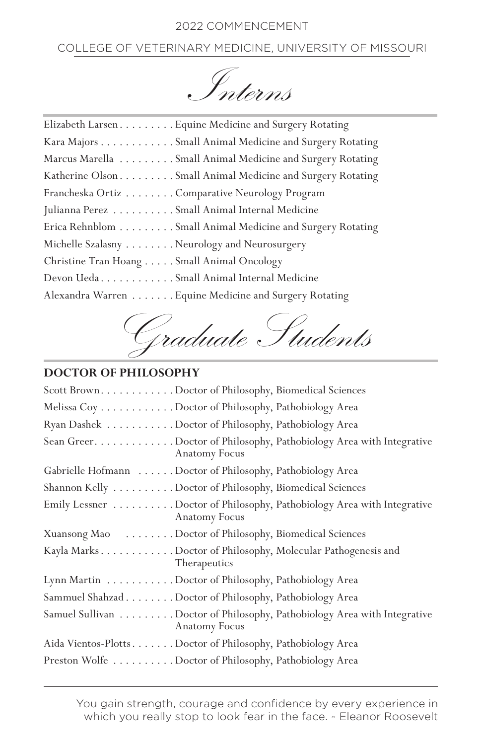2022 COMMENCEMENT

COLLEGE OF VETERINARY MEDICINE, UNIVERSITY OF MISSOURI

# *Interns*

Elizabeth Larsen . . . . . . . . . Equine Medicine and Surgery Rotating
Kara Majors . . . . . . . . . . . . Small Animal Medicine and Surgery Rotating
Marcus Marella . . . . . . . . . Small Animal Medicine and Surgery Rotating
Katherine Olson . . . . . . . . . Small Animal Medicine and Surgery Rotating
Francheska Ortiz . . . . . . . . Comparative Neurology Program
Julianna Perez . . . . . . . . . . Small Animal Internal Medicine
Erica Rehnblom . . . . . . . . . Small Animal Medicine and Surgery Rotating
Michelle Szalasny . . . . . . . . Neurology and Neurosurgery
Christine Tran Hoang . . . . . Small Animal Oncology
Devon Ueda . . . . . . . . . . . . Small Animal Internal Medicine
Alexandra Warren . . . . . . . Equine Medicine and Surgery Rotating

# *Graduate Students*

## DOCTOR OF PHILOSOPHY

Scott Brown . . . . . . . . . . . . Doctor of Philosophy, Biomedical Sciences
Melissa Coy . . . . . . . . . . . . Doctor of Philosophy, Pathobiology Area
Ryan Dashek . . . . . . . . . . . Doctor of Philosophy, Pathobiology Area
Sean Greer . . . . . . . . . . . . . Doctor of Philosophy, Pathobiology Area with Integrative Anatomy Focus
Gabrielle Hofmann . . . . . . Doctor of Philosophy, Pathobiology Area
Shannon Kelly . . . . . . . . . . Doctor of Philosophy, Biomedical Sciences
Emily Lessner . . . . . . . . . . Doctor of Philosophy, Pathobiology Area with Integrative Anatomy Focus
Xuansong Mao . . . . . . . . Doctor of Philosophy, Biomedical Sciences
Kayla Marks . . . . . . . . . . . . Doctor of Philosophy, Molecular Pathogenesis and Therapeutics
Lynn Martin . . . . . . . . . . . Doctor of Philosophy, Pathobiology Area
Sammuel Shahzad . . . . . . . . Doctor of Philosophy, Pathobiology Area
Samuel Sullivan . . . . . . . . . Doctor of Philosophy, Pathobiology Area with Integrative Anatomy Focus
Aida Vientos-Plotts . . . . . . . Doctor of Philosophy, Pathobiology Area
Preston Wolfe . . . . . . . . . . Doctor of Philosophy, Pathobiology Area

You gain strength, courage and confidence by every experience in which you really stop to look fear in the face. ~ Eleanor Roosevelt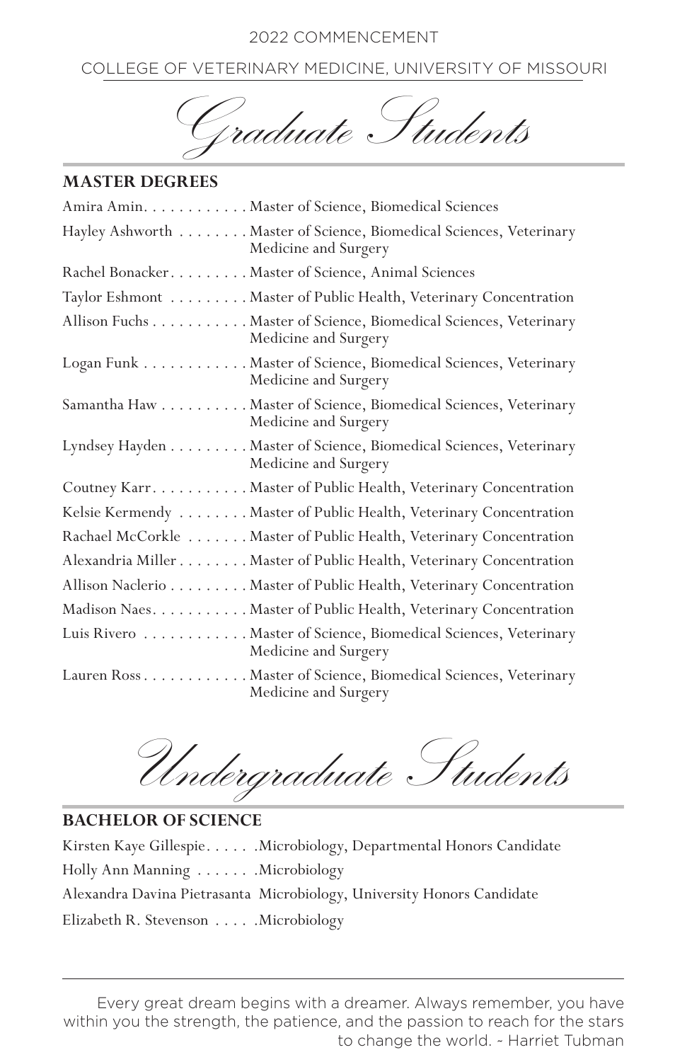2022 COMMENCEMENT

COLLEGE OF VETERINARY MEDICINE, UNIVERSITY OF MISSOURI

# *Graduate Students*

## MASTER DEGREES

| Name | Degree |
|---|---|
| Amira Amin | Master of Science, Biomedical Sciences |
| Hayley Ashworth | Master of Science, Biomedical Sciences, Veterinary Medicine and Surgery |
| Rachel Bonacker | Master of Science, Animal Sciences |
| Taylor Eshmont | Master of Public Health, Veterinary Concentration |
| Allison Fuchs | Master of Science, Biomedical Sciences, Veterinary Medicine and Surgery |
| Logan Funk | Master of Science, Biomedical Sciences, Veterinary Medicine and Surgery |
| Samantha Haw | Master of Science, Biomedical Sciences, Veterinary Medicine and Surgery |
| Lyndsey Hayden | Master of Science, Biomedical Sciences, Veterinary Medicine and Surgery |
| Coutney Karr | Master of Public Health, Veterinary Concentration |
| Kelsie Kermendy | Master of Public Health, Veterinary Concentration |
| Rachael McCorkle | Master of Public Health, Veterinary Concentration |
| Alexandria Miller | Master of Public Health, Veterinary Concentration |
| Allison Naclerio | Master of Public Health, Veterinary Concentration |
| Madison Naes | Master of Public Health, Veterinary Concentration |
| Luis Rivero | Master of Science, Biomedical Sciences, Veterinary Medicine and Surgery |
| Lauren Ross | Master of Science, Biomedical Sciences, Veterinary Medicine and Surgery |

# *Undergraduate Students*

## BACHELOR OF SCIENCE

| Name | Degree |
|---|---|
| Kirsten Kaye Gillespie | Microbiology, Departmental Honors Candidate |
| Holly Ann Manning | Microbiology |
| Alexandra Davina Pietrasanta | Microbiology, University Honors Candidate |
| Elizabeth R. Stevenson | Microbiology |

Every great dream begins with a dreamer. Always remember, you have within you the strength, the patience, and the passion to reach for the stars to change the world. ~ Harriet Tubman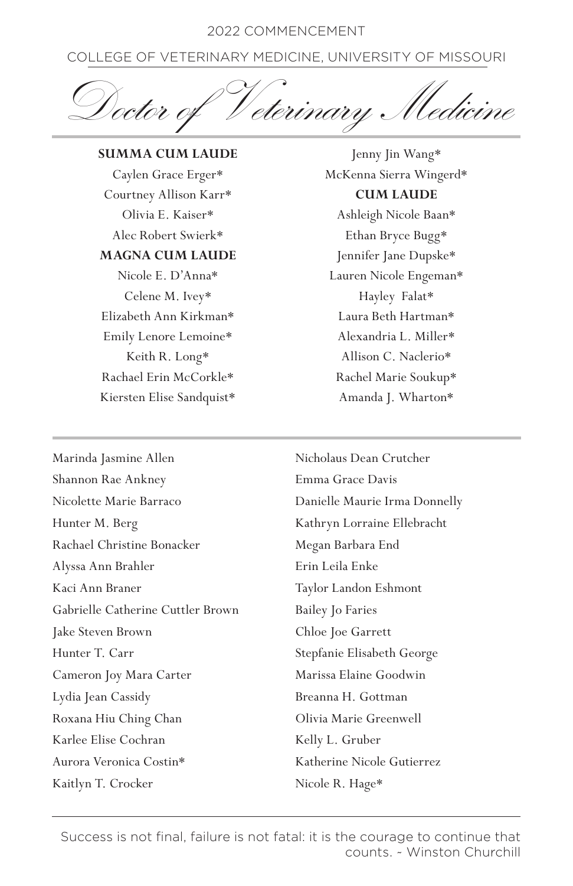2022 COMMENCEMENT

COLLEGE OF VETERINARY MEDICINE, UNIVERSITY OF MISSOURI

# *Doctor of Veterinary Medicine*

**SUMMA CUM LAUDE**

Caylen Grace Erger*
Courtney Allison Karr*
Olivia E. Kaiser*
Alec Robert Swierk*

**MAGNA CUM LAUDE**

Nicole E. D'Anna*
Celene M. Ivey*
Elizabeth Ann Kirkman*
Emily Lenore Lemoine*
Keith R. Long*
Rachael Erin McCorkle*
Kiersten Elise Sandquist*
Jenny Jin Wang*
McKenna Sierra Wingerd*

**CUM LAUDE**

Ashleigh Nicole Baan*
Ethan Bryce Bugg*
Jennifer Jane Dupske*
Lauren Nicole Engeman*
Hayley Falat*
Laura Beth Hartman*
Alexandria L. Miller*
Allison C. Naclerio*
Rachel Marie Soukup*
Amanda J. Wharton*

---

Marinda Jasmine Allen
Shannon Rae Ankney
Nicolette Marie Barraco
Hunter M. Berg
Rachael Christine Bonacker
Alyssa Ann Brahler
Kaci Ann Braner
Gabrielle Catherine Cuttler Brown
Jake Steven Brown
Hunter T. Carr
Cameron Joy Mara Carter
Lydia Jean Cassidy
Roxana Hiu Ching Chan
Karlee Elise Cochran
Aurora Veronica Costin*
Kaitlyn T. Crocker
Nicholaus Dean Crutcher
Emma Grace Davis
Danielle Maurie Irma Donnelly
Kathryn Lorraine Ellebracht
Megan Barbara End
Erin Leila Enke
Taylor Landon Eshmont
Bailey Jo Faries
Chloe Joe Garrett
Stepfanie Elisabeth George
Marissa Elaine Goodwin
Breanna H. Gottman
Olivia Marie Greenwell
Kelly L. Gruber
Katherine Nicole Gutierrez
Nicole R. Hage*

---

Success is not final, failure is not fatal: it is the courage to continue that counts. ~ Winston Churchill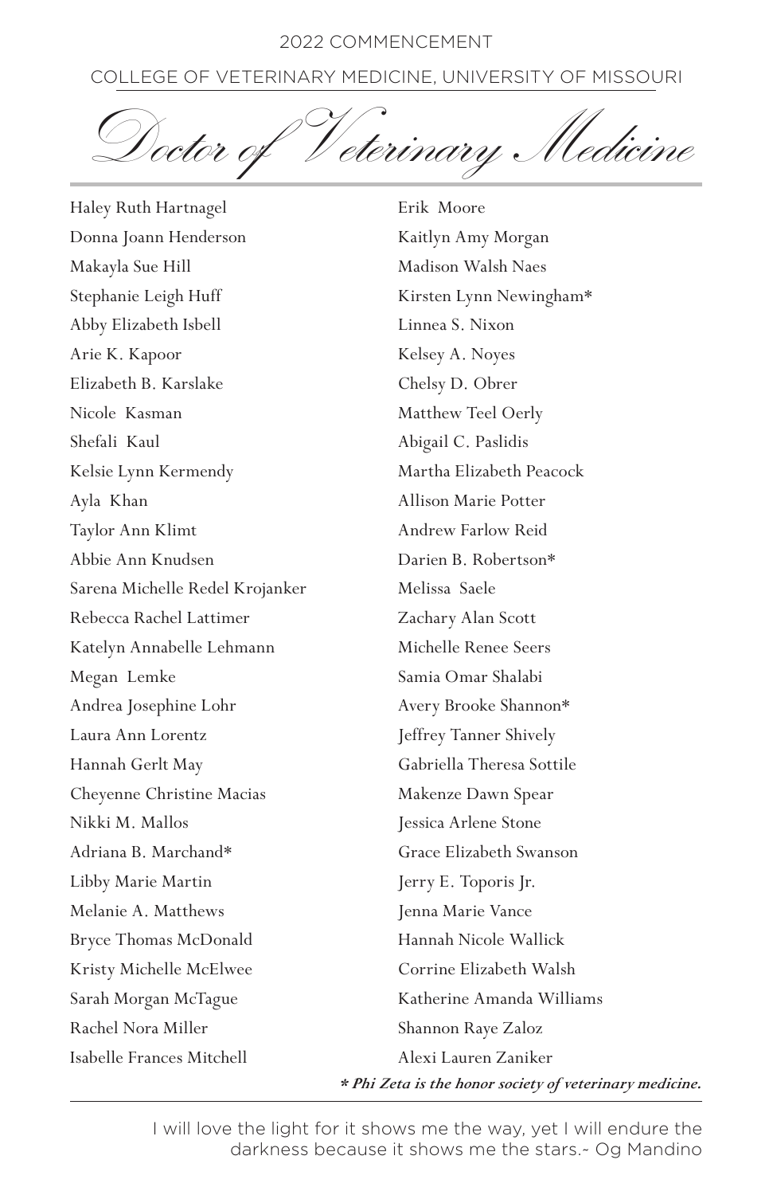2022 COMMENCEMENT

COLLEGE OF VETERINARY MEDICINE, UNIVERSITY OF MISSOURI

# Doctor of Veterinary Medicine

Haley Ruth Hartnagel
Donna Joann Henderson
Makayla Sue Hill
Stephanie Leigh Huff
Abby Elizabeth Isbell
Arie K. Kapoor
Elizabeth B. Karslake
Nicole Kasman
Shefali Kaul
Kelsie Lynn Kermendy
Ayla Khan
Taylor Ann Klimt
Abbie Ann Knudsen
Sarena Michelle Redel Krojanker
Rebecca Rachel Lattimer
Katelyn Annabelle Lehmann
Megan Lemke
Andrea Josephine Lohr
Laura Ann Lorentz
Hannah Gerlt May
Cheyenne Christine Macias
Nikki M. Mallos
Adriana B. Marchand*
Libby Marie Martin
Melanie A. Matthews
Bryce Thomas McDonald
Kristy Michelle McElwee
Sarah Morgan McTague
Rachel Nora Miller
Isabelle Frances Mitchell
Erik Moore
Kaitlyn Amy Morgan
Madison Walsh Naes
Kirsten Lynn Newingham*
Linnea S. Nixon
Kelsey A. Noyes
Chelsy D. Obrer
Matthew Teel Oerly
Abigail C. Paslidis
Martha Elizabeth Peacock
Allison Marie Potter
Andrew Farlow Reid
Darien B. Robertson*
Melissa Saele
Zachary Alan Scott
Michelle Renee Seers
Samia Omar Shalabi
Avery Brooke Shannon*
Jeffrey Tanner Shively
Gabriella Theresa Sottile
Makenze Dawn Spear
Jessica Arlene Stone
Grace Elizabeth Swanson
Jerry E. Toporis Jr.
Jenna Marie Vance
Hannah Nicole Wallick
Corrine Elizabeth Walsh
Katherine Amanda Williams
Shannon Raye Zaloz
Alexi Lauren Zaniker

***** Phi Zeta is the honor society of veterinary medicine.*

I will love the light for it shows me the way, yet I will endure the darkness because it shows me the stars.~ Og Mandino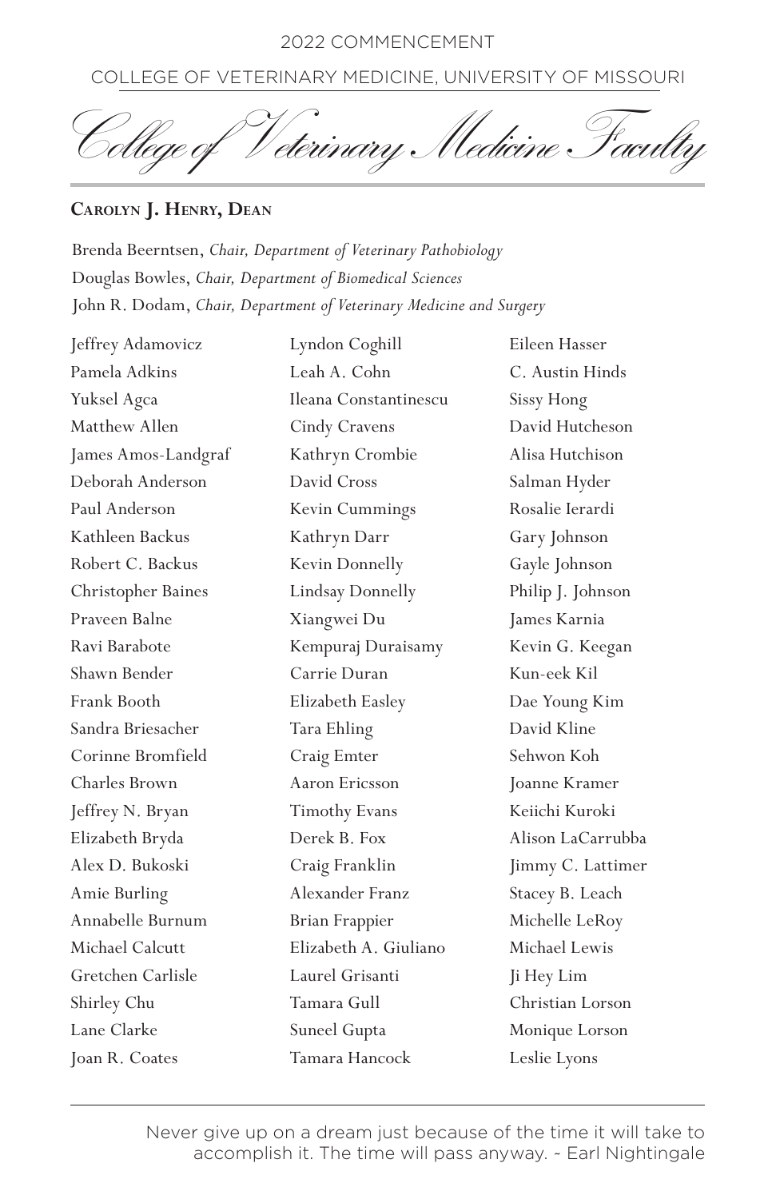# College of Veterinary Medicine Faculty

**Carolyn J. Henry, Dean**

Brenda Beerntsen, *Chair, Department of Veterinary Pathobiology*
Douglas Bowles, *Chair, Department of Biomedical Sciences*
John R. Dodam, *Chair, Department of Veterinary Medicine and Surgery*

Jeffrey Adamovicz
Pamela Adkins
Yuksel Agca
Matthew Allen
James Amos-Landgraf
Deborah Anderson
Paul Anderson
Kathleen Backus
Robert C. Backus
Christopher Baines
Praveen Balne
Ravi Barabote
Shawn Bender
Frank Booth
Sandra Briesacher
Corinne Bromfield
Charles Brown
Jeffrey N. Bryan
Elizabeth Bryda
Alex D. Bukoski
Amie Burling
Annabelle Burnum
Michael Calcutt
Gretchen Carlisle
Shirley Chu
Lane Clarke
Joan R. Coates
Lyndon Coghill
Leah A. Cohn
Ileana Constantinescu
Cindy Cravens
Kathryn Crombie
David Cross
Kevin Cummings
Kathryn Darr
Kevin Donnelly
Lindsay Donnelly
Xiangwei Du
Kempuraj Duraisamy
Carrie Duran
Elizabeth Easley
Tara Ehling
Craig Emter
Aaron Ericsson
Timothy Evans
Derek B. Fox
Craig Franklin
Alexander Franz
Brian Frappier
Elizabeth A. Giuliano
Laurel Grisanti
Tamara Gull
Suneel Gupta
Tamara Hancock
Eileen Hasser
C. Austin Hinds
Sissy Hong
David Hutcheson
Alisa Hutchison
Salman Hyder
Rosalie Ierardi
Gary Johnson
Gayle Johnson
Philip J. Johnson
James Karnia
Kevin G. Keegan
Kun-eek Kil
Dae Young Kim
David Kline
Sehwon Koh
Joanne Kramer
Keiichi Kuroki
Alison LaCarrubba
Jimmy C. Lattimer
Stacey B. Leach
Michelle LeRoy
Michael Lewis
Ji Hey Lim
Christian Lorson
Monique Lorson
Leslie Lyons

Never give up on a dream just because of the time it will take to accomplish it. The time will pass anyway. ~ Earl Nightingale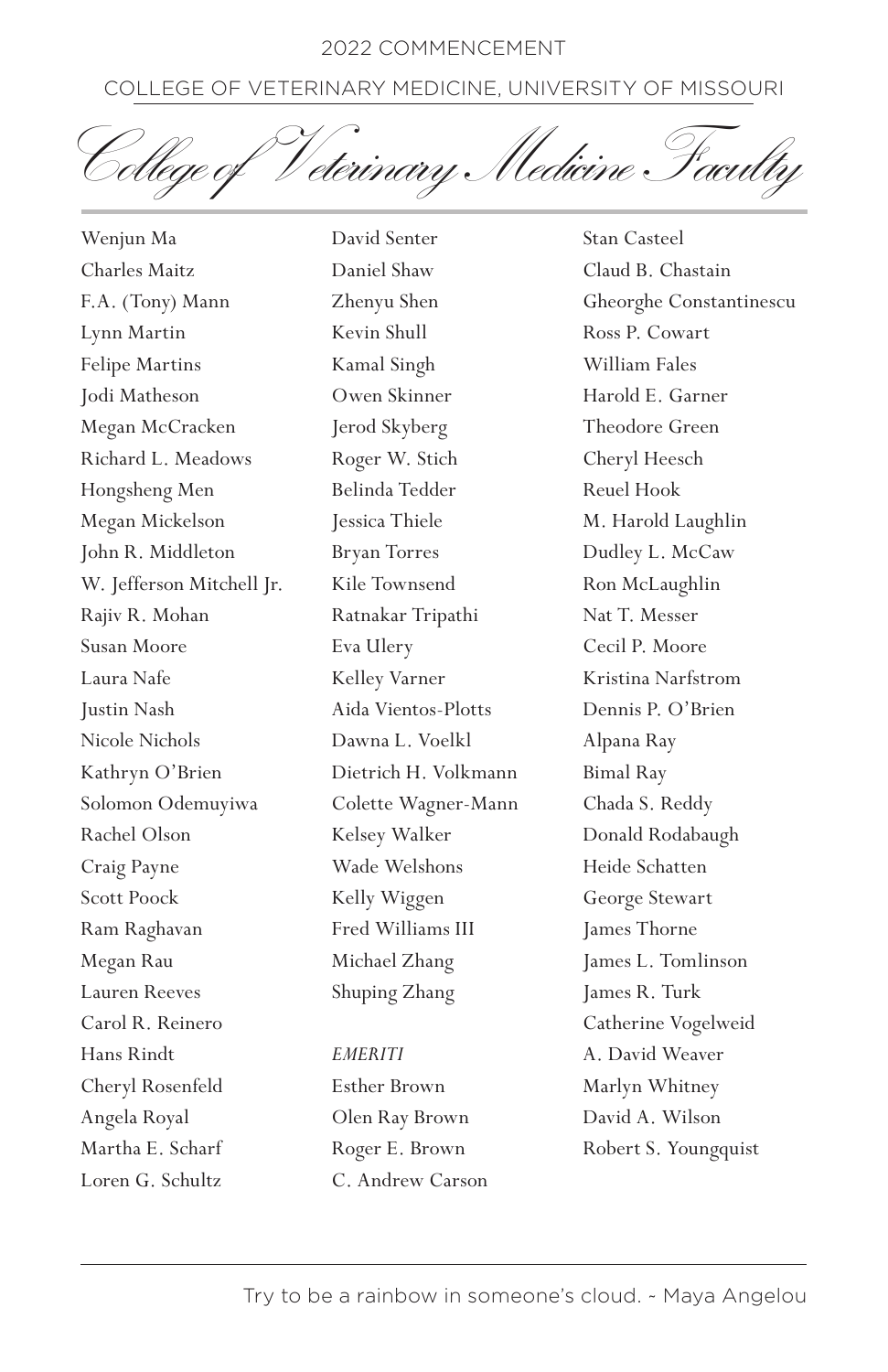# College of Veterinary Medicine Faculty

Wenjun Ma
Charles Maitz
F.A. (Tony) Mann
Lynn Martin
Felipe Martins
Jodi Matheson
Megan McCracken
Richard L. Meadows
Hongsheng Men
Megan Mickelson
John R. Middleton
W. Jefferson Mitchell Jr.
Rajiv R. Mohan
Susan Moore
Laura Nafe
Justin Nash
Nicole Nichols
Kathryn O'Brien
Solomon Odemuyiwa
Rachel Olson
Craig Payne
Scott Poock
Ram Raghavan
Megan Rau
Lauren Reeves
Carol R. Reinero
Hans Rindt
Cheryl Rosenfeld
Angela Royal
Martha E. Scharf
Loren G. Schultz
David Senter
Daniel Shaw
Zhenyu Shen
Kevin Shull
Kamal Singh
Owen Skinner
Jerod Skyberg
Roger W. Stich
Belinda Tedder
Jessica Thiele
Bryan Torres
Kile Townsend
Ratnakar Tripathi
Eva Ulery
Kelley Varner
Aida Vientos-Plotts
Dawna L. Voelkl
Dietrich H. Volkmann
Colette Wagner-Mann
Kelsey Walker
Wade Welshons
Kelly Wiggen
Fred Williams III
Michael Zhang
Shuping Zhang

*EMERITI*

Esther Brown
Olen Ray Brown
Roger E. Brown
C. Andrew Carson
Stan Casteel
Claud B. Chastain
Gheorghe Constantinescu
Ross P. Cowart
William Fales
Harold E. Garner
Theodore Green
Cheryl Heesch
Reuel Hook
M. Harold Laughlin
Dudley L. McCaw
Ron McLaughlin
Nat T. Messer
Cecil P. Moore
Kristina Narfstrom
Dennis P. O'Brien
Alpana Ray
Bimal Ray
Chada S. Reddy
Donald Rodabaugh
Heide Schatten
George Stewart
James Thorne
James L. Tomlinson
James R. Turk
Catherine Vogelweid
A. David Weaver
Marlyn Whitney
David A. Wilson
Robert S. Youngquist

Try to be a rainbow in someone's cloud. - Maya Angelou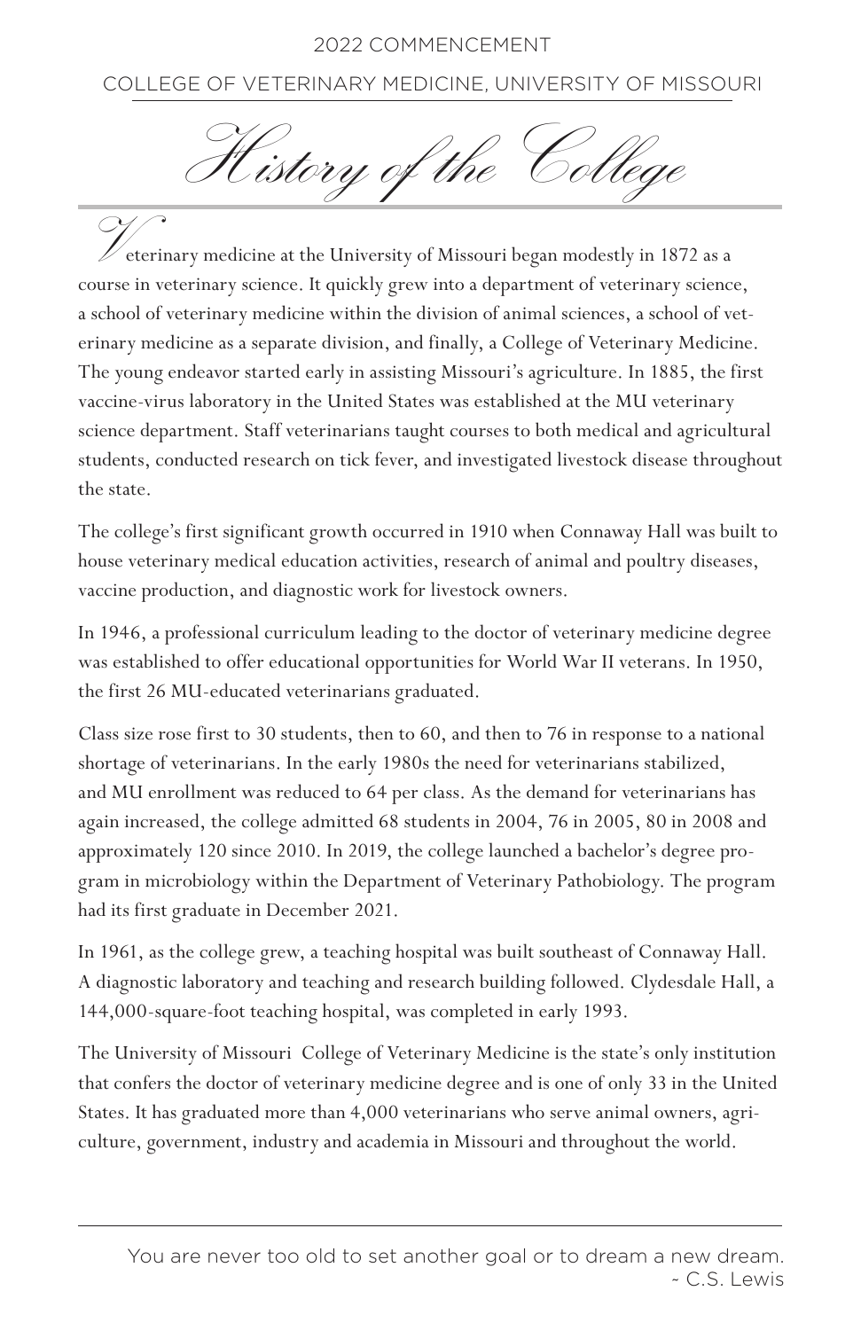2022 COMMENCEMENT

COLLEGE OF VETERINARY MEDICINE, UNIVERSITY OF MISSOURI

# *History of the College*

Veterinary medicine at the University of Missouri began modestly in 1872 as a course in veterinary science. It quickly grew into a department of veterinary science, a school of veterinary medicine within the division of animal sciences, a school of veterinary medicine as a separate division, and finally, a College of Veterinary Medicine. The young endeavor started early in assisting Missouri's agriculture. In 1885, the first vaccine-virus laboratory in the United States was established at the MU veterinary science department. Staff veterinarians taught courses to both medical and agricultural students, conducted research on tick fever, and investigated livestock disease throughout the state.

The college's first significant growth occurred in 1910 when Connaway Hall was built to house veterinary medical education activities, research of animal and poultry diseases, vaccine production, and diagnostic work for livestock owners.

In 1946, a professional curriculum leading to the doctor of veterinary medicine degree was established to offer educational opportunities for World War II veterans. In 1950, the first 26 MU-educated veterinarians graduated.

Class size rose first to 30 students, then to 60, and then to 76 in response to a national shortage of veterinarians. In the early 1980s the need for veterinarians stabilized, and MU enrollment was reduced to 64 per class. As the demand for veterinarians has again increased, the college admitted 68 students in 2004, 76 in 2005, 80 in 2008 and approximately 120 since 2010. In 2019, the college launched a bachelor's degree program in microbiology within the Department of Veterinary Pathobiology. The program had its first graduate in December 2021.

In 1961, as the college grew, a teaching hospital was built southeast of Connaway Hall. A diagnostic laboratory and teaching and research building followed. Clydesdale Hall, a 144,000-square-foot teaching hospital, was completed in early 1993.

The University of Missouri College of Veterinary Medicine is the state's only institution that confers the doctor of veterinary medicine degree and is one of only 33 in the United States. It has graduated more than 4,000 veterinarians who serve animal owners, agriculture, government, industry and academia in Missouri and throughout the world.

---

You are never too old to set another goal or to dream a new dream.
~ C.S. Lewis